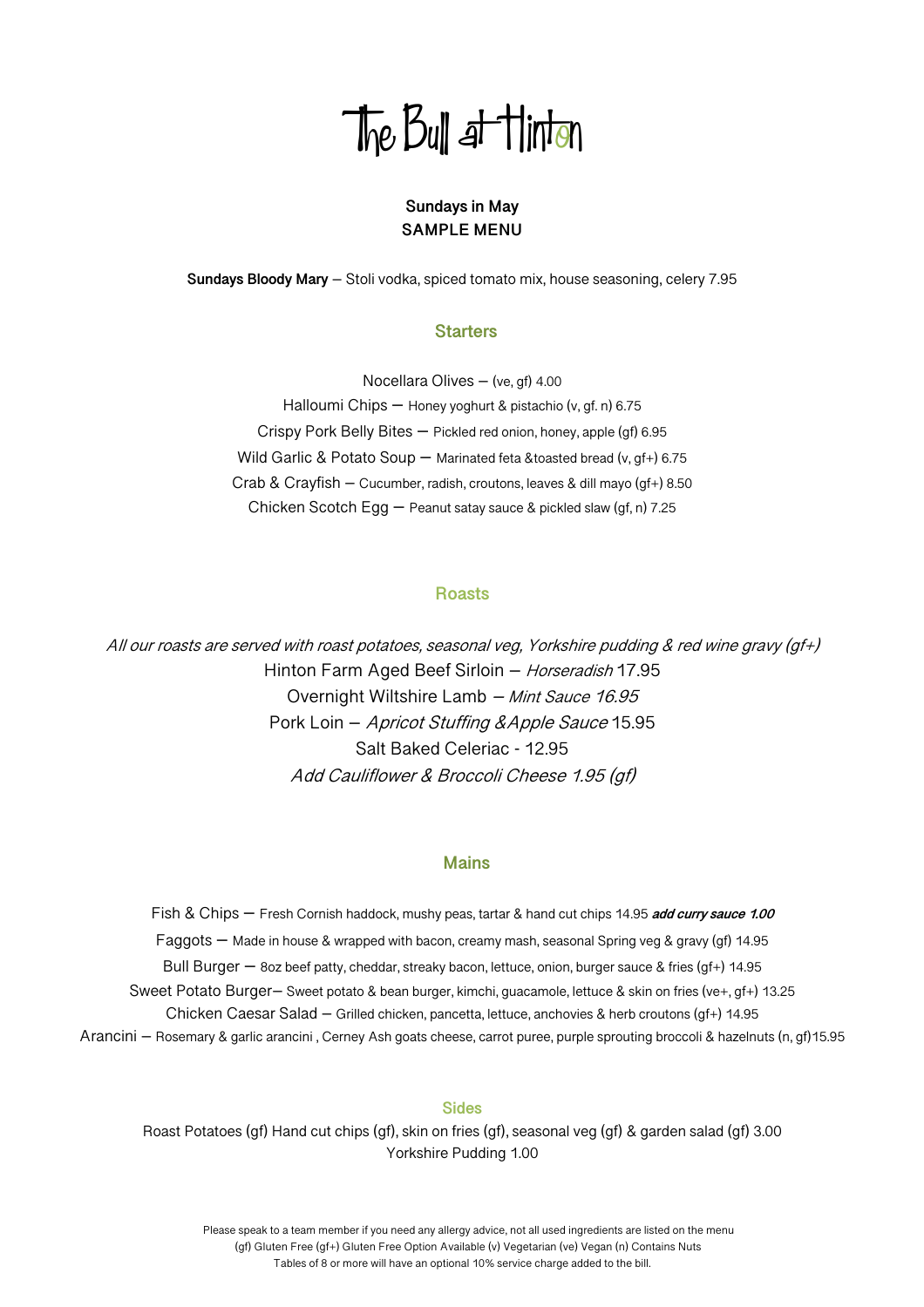# The Bull at Hinton

**Sundays in May**
**SAMPLE MENU**

**Sundays Bloody Mary** – Stoli vodka, spiced tomato mix, house seasoning, celery 7.95

## Starters

Nocellara Olives – (ve, gf) 4.00
Halloumi Chips – Honey yoghurt & pistachio (v, gf. n) 6.75
Crispy Pork Belly Bites – Pickled red onion, honey, apple (gf) 6.95
Wild Garlic & Potato Soup – Marinated feta &toasted bread (v, gf+) 6.75
Crab & Crayfish – Cucumber, radish, croutons, leaves & dill mayo (gf+) 8.50
Chicken Scotch Egg – Peanut satay sauce & pickled slaw (gf, n) 7.25

## Roasts

*All our roasts are served with roast potatoes, seasonal veg, Yorkshire pudding & red wine gravy (gf+)*
Hinton Farm Aged Beef Sirloin – *Horseradish* 17.95
Overnight Wiltshire Lamb – *Mint Sauce 16.95*
Pork Loin – *Apricot Stuffing &Apple Sauce* 15.95
Salt Baked Celeriac - 12.95
*Add Cauliflower & Broccoli Cheese 1.95 (gf)*

## Mains

Fish & Chips – Fresh Cornish haddock, mushy peas, tartar & hand cut chips 14.95 ***add curry sauce 1.00***
Faggots – Made in house & wrapped with bacon, creamy mash, seasonal Spring veg & gravy (gf) 14.95
Bull Burger – 8oz beef patty, cheddar, streaky bacon, lettuce, onion, burger sauce & fries (gf+) 14.95
Sweet Potato Burger– Sweet potato & bean burger, kimchi, guacamole, lettuce & skin on fries (ve+, gf+) 13.25
Chicken Caesar Salad – Grilled chicken, pancetta, lettuce, anchovies & herb croutons (gf+) 14.95
Arancini – Rosemary & garlic arancini , Cerney Ash goats cheese, carrot puree, purple sprouting broccoli & hazelnuts (n, gf)15.95

## Sides

Roast Potatoes (gf) Hand cut chips (gf), skin on fries (gf), seasonal veg (gf) & garden salad (gf) 3.00
Yorkshire Pudding 1.00

Please speak to a team member if you need any allergy advice, not all used ingredients are listed on the menu
(gf) Gluten Free (gf+) Gluten Free Option Available (v) Vegetarian (ve) Vegan (n) Contains Nuts
Tables of 8 or more will have an optional 10% service charge added to the bill.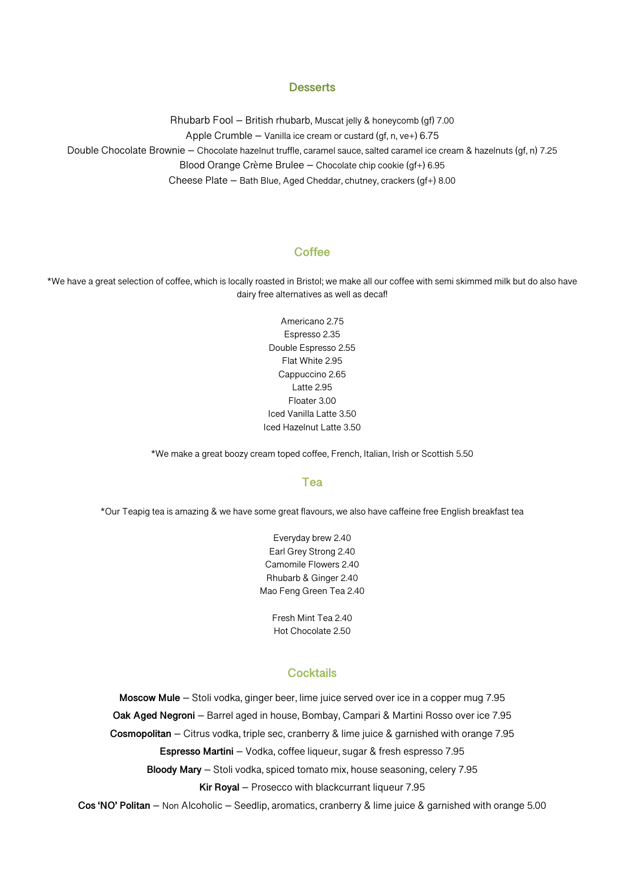## Desserts

Rhubarb Fool – British rhubarb, Muscat jelly & honeycomb (gf) 7.00

Apple Crumble – Vanilla ice cream or custard (gf, n, ve+) 6.75

Double Chocolate Brownie – Chocolate hazelnut truffle, caramel sauce, salted caramel ice cream & hazelnuts (gf, n) 7.25

Blood Orange Crème Brulee – Chocolate chip cookie (gf+) 6.95

Cheese Plate – Bath Blue, Aged Cheddar, chutney, crackers (gf+) 8.00

## Coffee

*We have a great selection of coffee, which is locally roasted in Bristol; we make all our coffee with semi skimmed milk but do also have dairy free alternatives as well as decaf!

Americano 2.75
Espresso 2.35
Double Espresso 2.55
Flat White 2.95
Cappuccino 2.65
Latte 2.95
Floater 3.00
Iced Vanilla Latte 3.50
Iced Hazelnut Latte 3.50

*We make a great boozy cream toped coffee, French, Italian, Irish or Scottish 5.50

## Tea

*Our Teapig tea is amazing & we have some great flavours, we also have caffeine free English breakfast tea

Everyday brew 2.40
Earl Grey Strong 2.40
Camomile Flowers 2.40
Rhubarb & Ginger 2.40
Mao Feng Green Tea 2.40

Fresh Mint Tea 2.40
Hot Chocolate 2.50

## Cocktails

**Moscow Mule** – Stoli vodka, ginger beer, lime juice served over ice in a copper mug 7.95

**Oak Aged Negroni** – Barrel aged in house, Bombay, Campari & Martini Rosso over ice 7.95

**Cosmopolitan** – Citrus vodka, triple sec, cranberry & lime juice & garnished with orange 7.95

**Espresso Martini** – Vodka, coffee liqueur, sugar & fresh espresso 7.95

**Bloody Mary** – Stoli vodka, spiced tomato mix, house seasoning, celery 7.95

**Kir Royal** – Prosecco with blackcurrant liqueur 7.95

**Cos 'NO' Politan** – Non Alcoholic – Seedlip, aromatics, cranberry & lime juice & garnished with orange 5.00